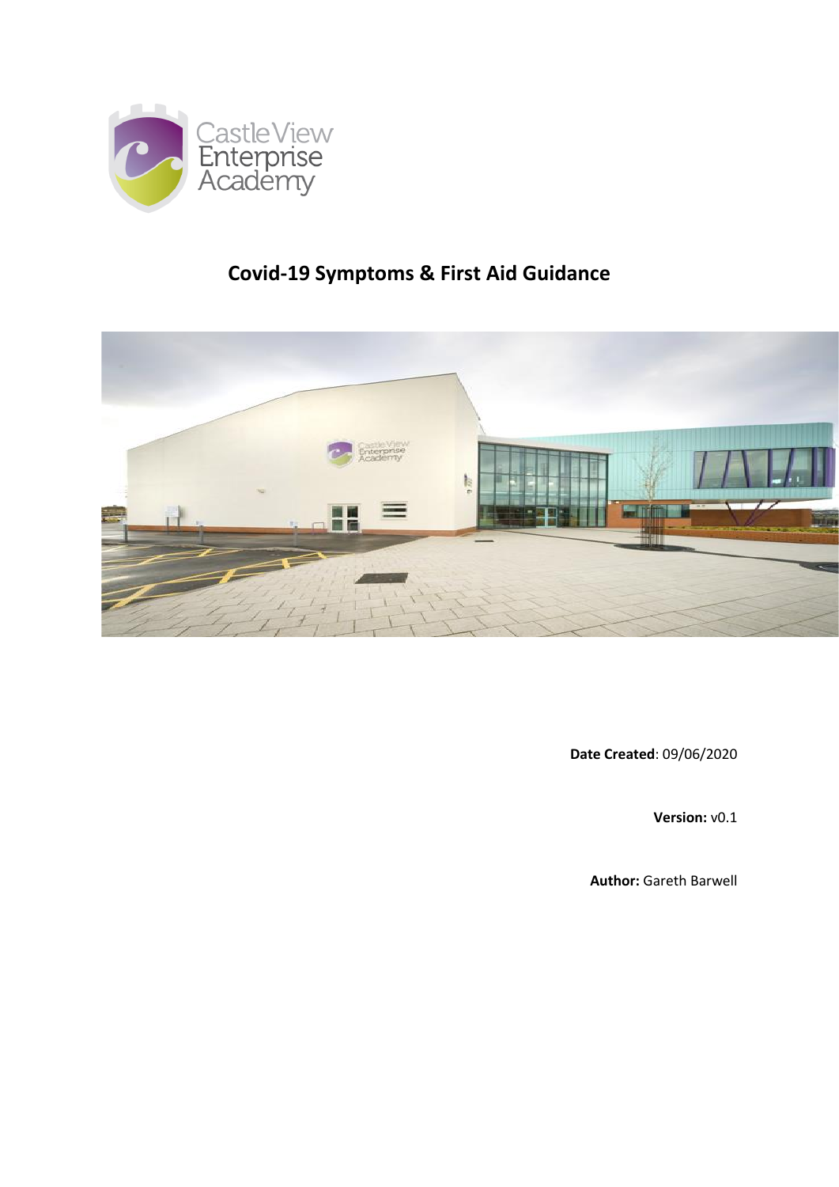Castle View Enterprise Academy

# Covid-19 Symptoms & First Aid Guidance

**Date Created**: 09/06/2020

**Version:** v0.1

**Author:** Gareth Barwell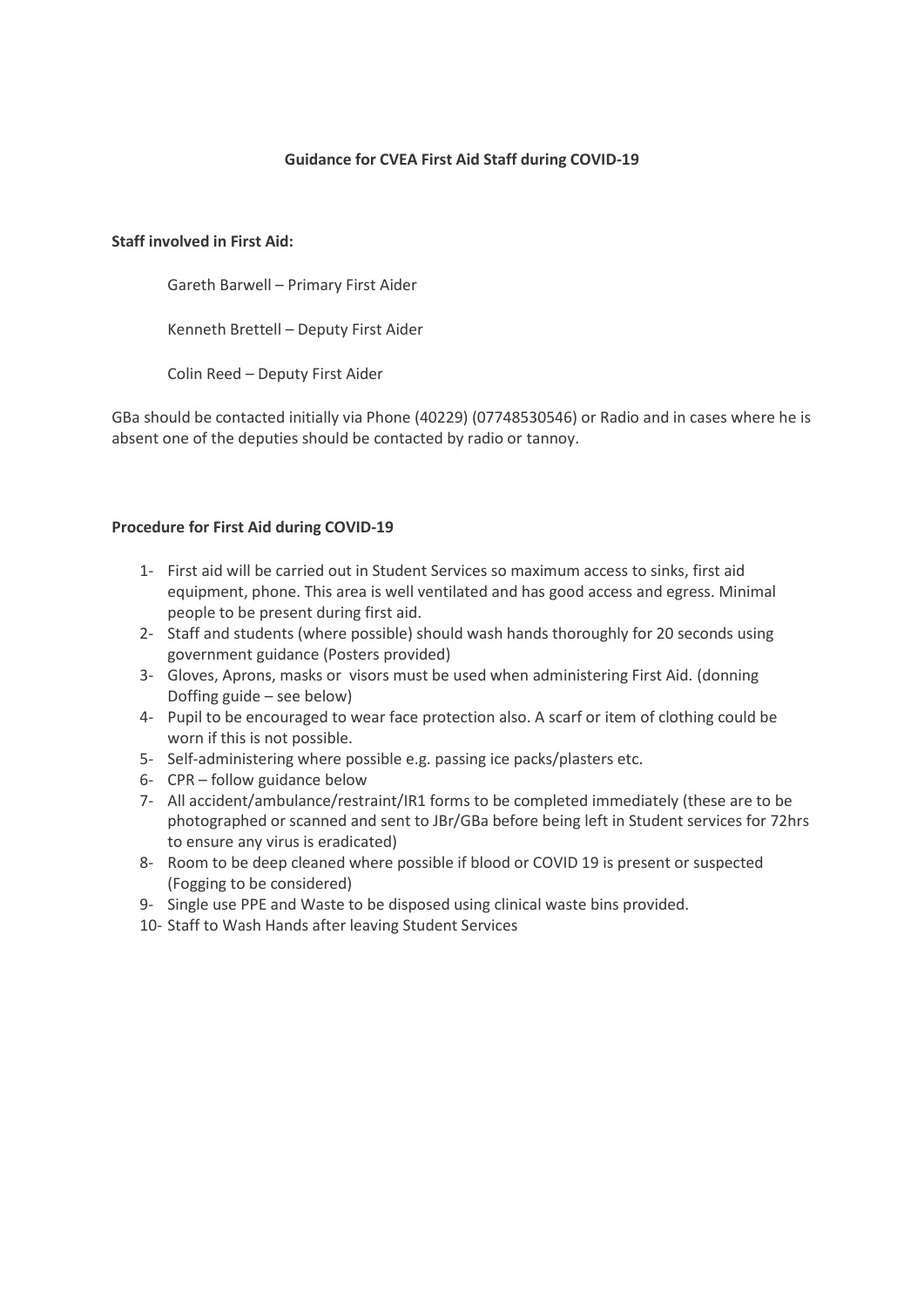**Guidance for CVEA First Aid Staff during COVID-19**

**Staff involved in First Aid:**

Gareth Barwell – Primary First Aider

Kenneth Brettell – Deputy First Aider

Colin Reed – Deputy First Aider

GBa should be contacted initially via Phone (40229) (07748530546) or Radio and in cases where he is absent one of the deputies should be contacted by radio or tannoy.

**Procedure for First Aid during COVID-19**

1- First aid will be carried out in Student Services so maximum access to sinks, first aid equipment, phone. This area is well ventilated and has good access and egress. Minimal people to be present during first aid.
2- Staff and students (where possible) should wash hands thoroughly for 20 seconds using government guidance (Posters provided)
3- Gloves, Aprons, masks or visors must be used when administering First Aid. (donning Doffing guide – see below)
4- Pupil to be encouraged to wear face protection also. A scarf or item of clothing could be worn if this is not possible.
5- Self-administering where possible e.g. passing ice packs/plasters etc.
6- CPR – follow guidance below
7- All accident/ambulance/restraint/IR1 forms to be completed immediately (these are to be photographed or scanned and sent to JBr/GBa before being left in Student services for 72hrs to ensure any virus is eradicated)
8- Room to be deep cleaned where possible if blood or COVID 19 is present or suspected (Fogging to be considered)
9- Single use PPE and Waste to be disposed using clinical waste bins provided.
10- Staff to Wash Hands after leaving Student Services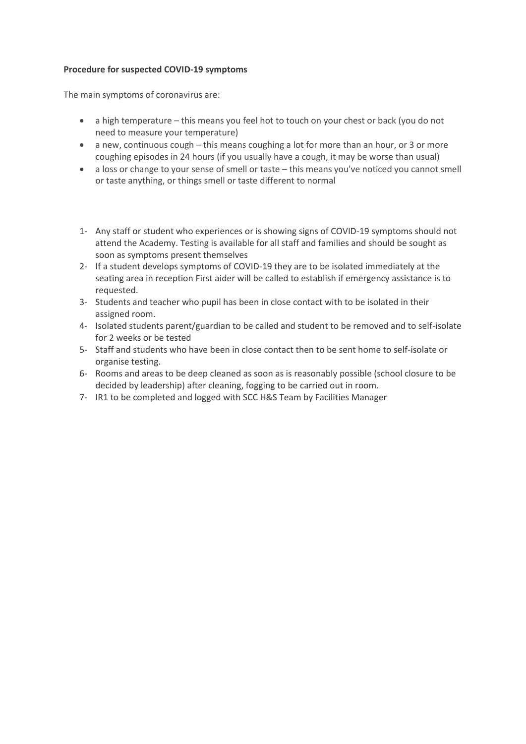**Procedure for suspected COVID-19 symptoms**

The main symptoms of coronavirus are:

- a high temperature – this means you feel hot to touch on your chest or back (you do not need to measure your temperature)
- a new, continuous cough – this means coughing a lot for more than an hour, or 3 or more coughing episodes in 24 hours (if you usually have a cough, it may be worse than usual)
- a loss or change to your sense of smell or taste – this means you've noticed you cannot smell or taste anything, or things smell or taste different to normal

1- Any staff or student who experiences or is showing signs of COVID-19 symptoms should not attend the Academy. Testing is available for all staff and families and should be sought as soon as symptoms present themselves

2- If a student develops symptoms of COVID-19 they are to be isolated immediately at the seating area in reception First aider will be called to establish if emergency assistance is to requested.

3- Students and teacher who pupil has been in close contact with to be isolated in their assigned room.

4- Isolated students parent/guardian to be called and student to be removed and to self-isolate for 2 weeks or be tested

5- Staff and students who have been in close contact then to be sent home to self-isolate or organise testing.

6- Rooms and areas to be deep cleaned as soon as is reasonably possible (school closure to be decided by leadership) after cleaning, fogging to be carried out in room.

7- IR1 to be completed and logged with SCC H&S Team by Facilities Manager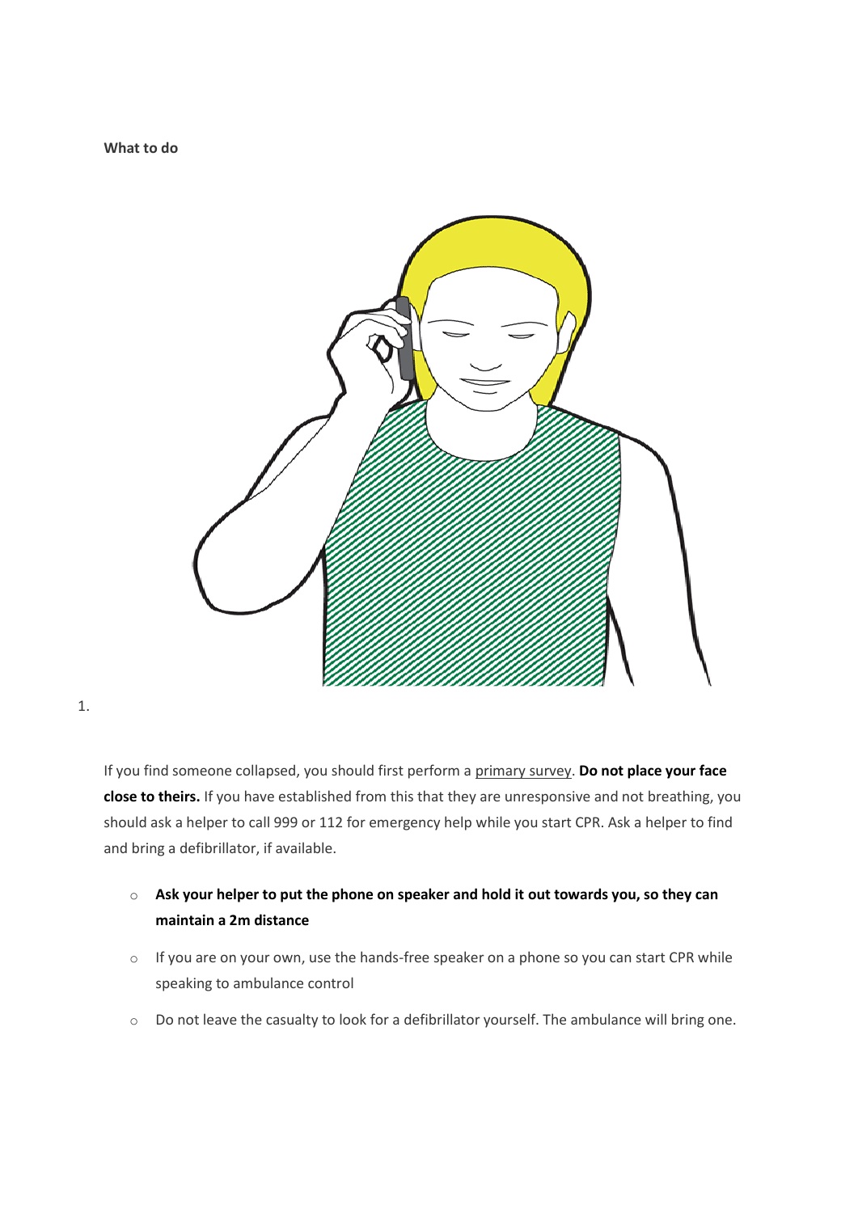**What to do**

1. 

If you find someone collapsed, you should first perform a primary survey. **Do not place your face close to theirs.** If you have established from this that they are unresponsive and not breathing, you should ask a helper to call 999 or 112 for emergency help while you start CPR. Ask a helper to find and bring a defibrillator, if available.

- **Ask your helper to put the phone on speaker and hold it out towards you, so they can maintain a 2m distance**
- If you are on your own, use the hands-free speaker on a phone so you can start CPR while speaking to ambulance control
- Do not leave the casualty to look for a defibrillator yourself. The ambulance will bring one.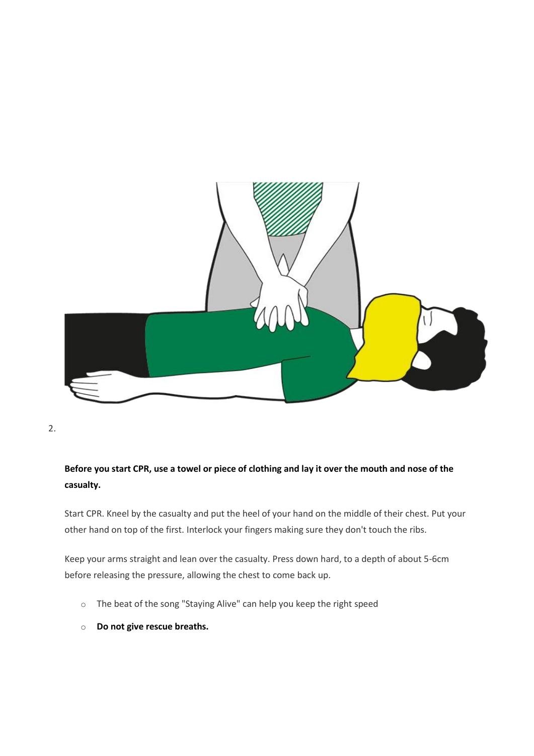2.

**Before you start CPR, use a towel or piece of clothing and lay it over the mouth and nose of the casualty.**

Start CPR. Kneel by the casualty and put the heel of your hand on the middle of their chest. Put your other hand on top of the first. Interlock your fingers making sure they don't touch the ribs.

Keep your arms straight and lean over the casualty. Press down hard, to a depth of about 5-6cm before releasing the pressure, allowing the chest to come back up.

- The beat of the song "Staying Alive" can help you keep the right speed
- **Do not give rescue breaths.**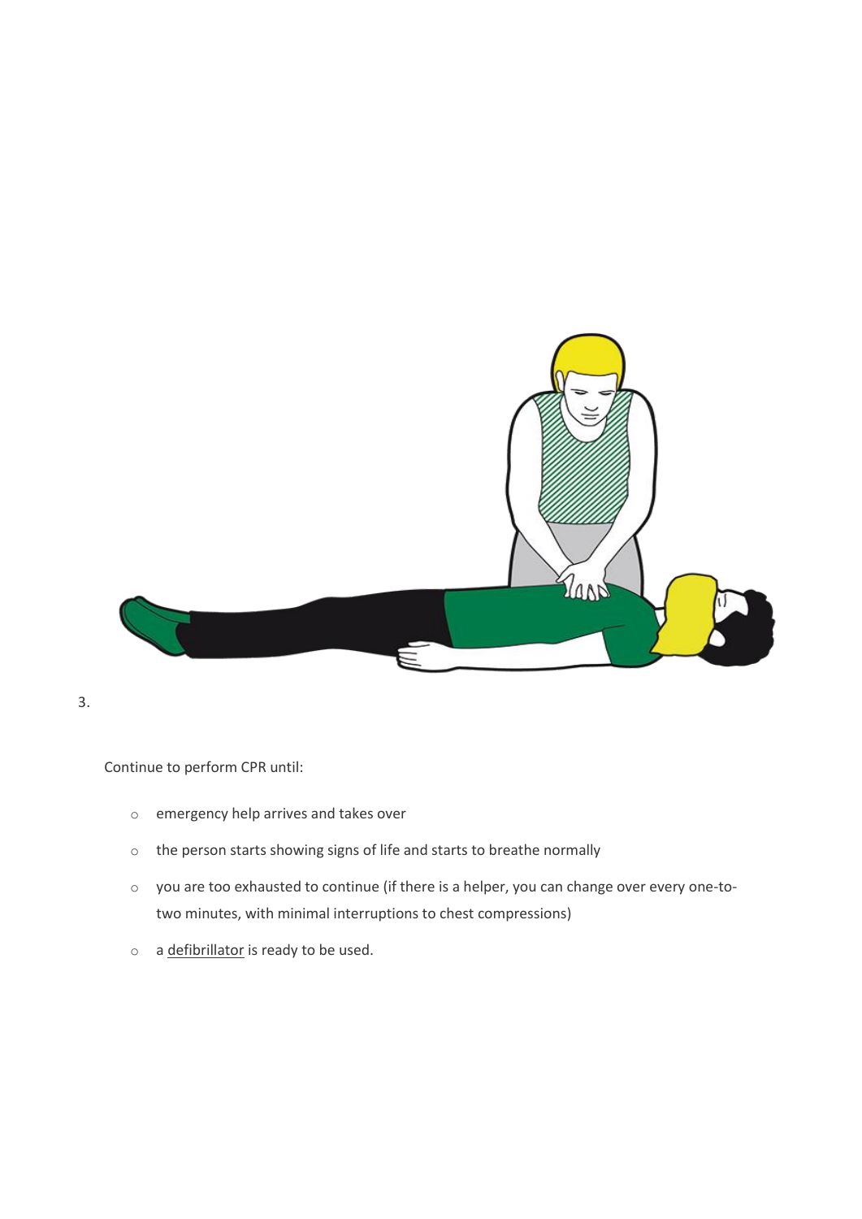3. Continue to perform CPR until:

    - emergency help arrives and takes over
    - the person starts showing signs of life and starts to breathe normally
    - you are too exhausted to continue (if there is a helper, you can change over every one-to-two minutes, with minimal interruptions to chest compressions)
    - a defibrillator is ready to be used.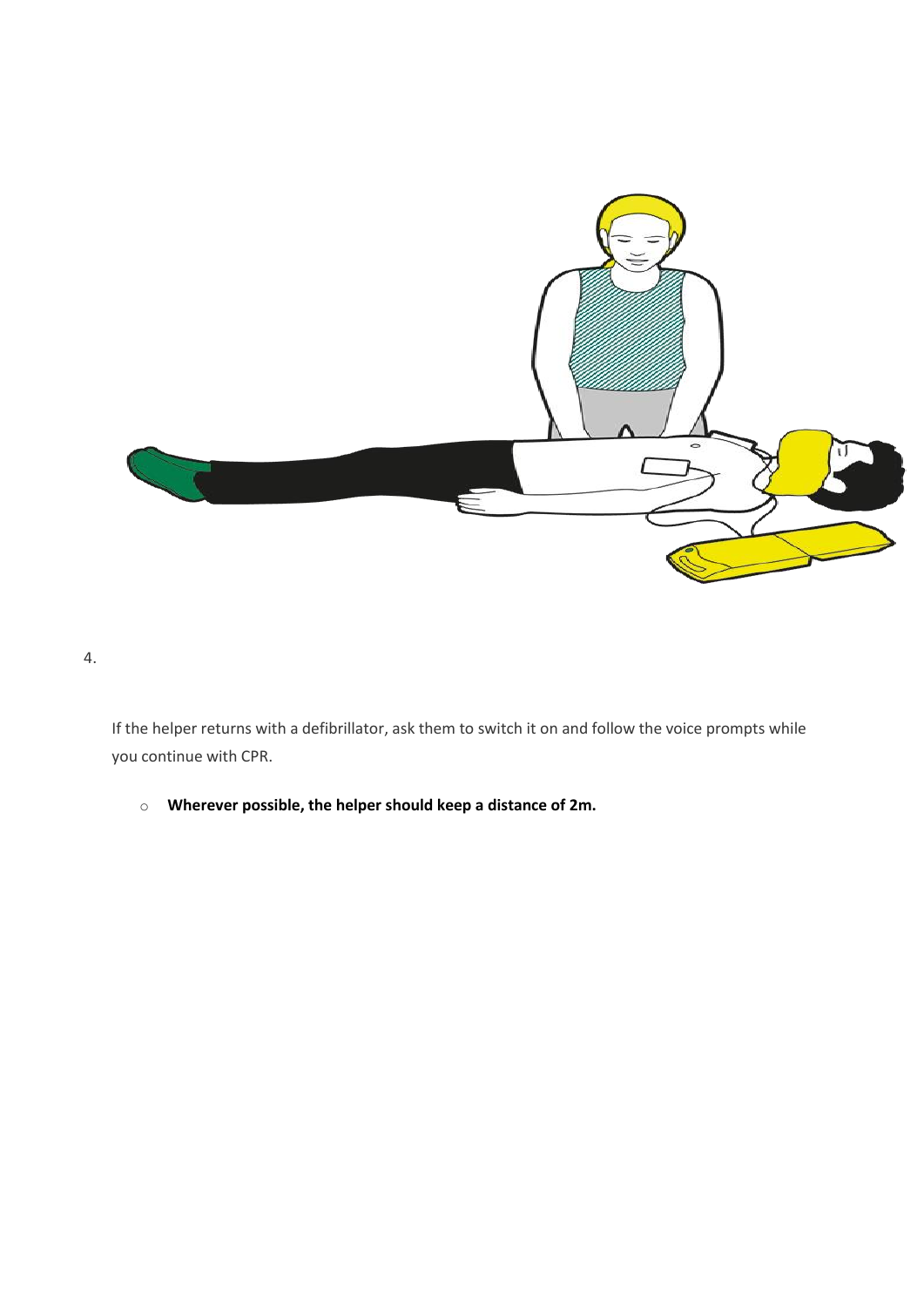4.

If the helper returns with a defibrillator, ask them to switch it on and follow the voice prompts while you continue with CPR.

- **Wherever possible, the helper should keep a distance of 2m.**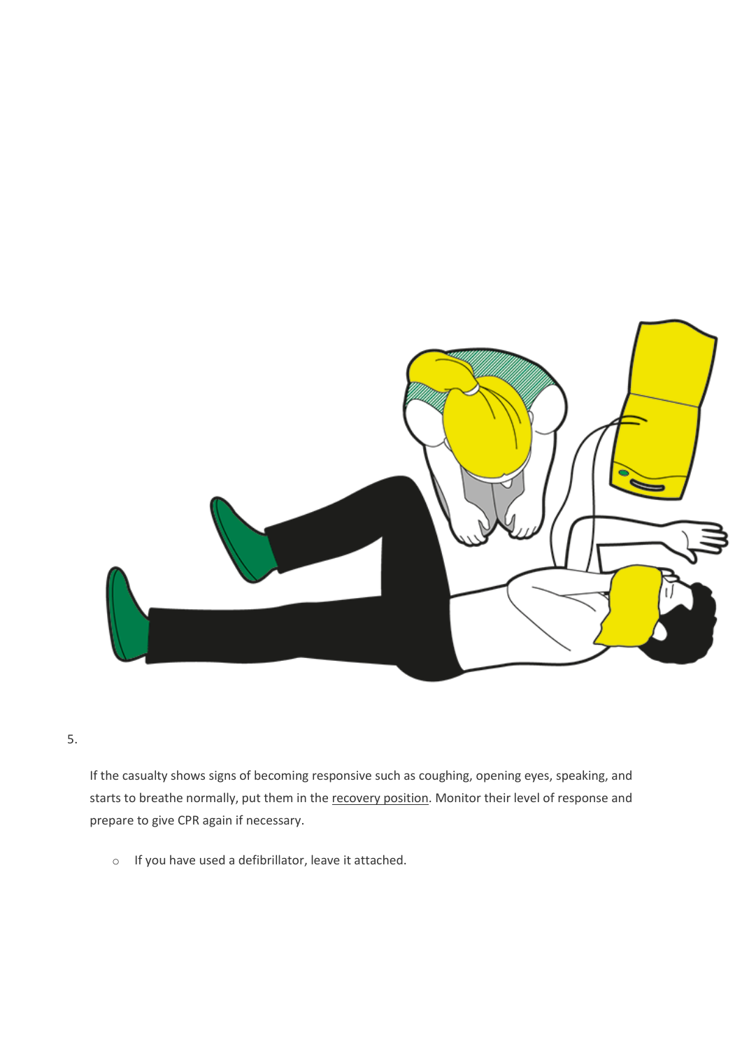5. If the casualty shows signs of becoming responsive such as coughing, opening eyes, speaking, and starts to breathe normally, put them in the recovery position. Monitor their level of response and prepare to give CPR again if necessary.

    - If you have used a defibrillator, leave it attached.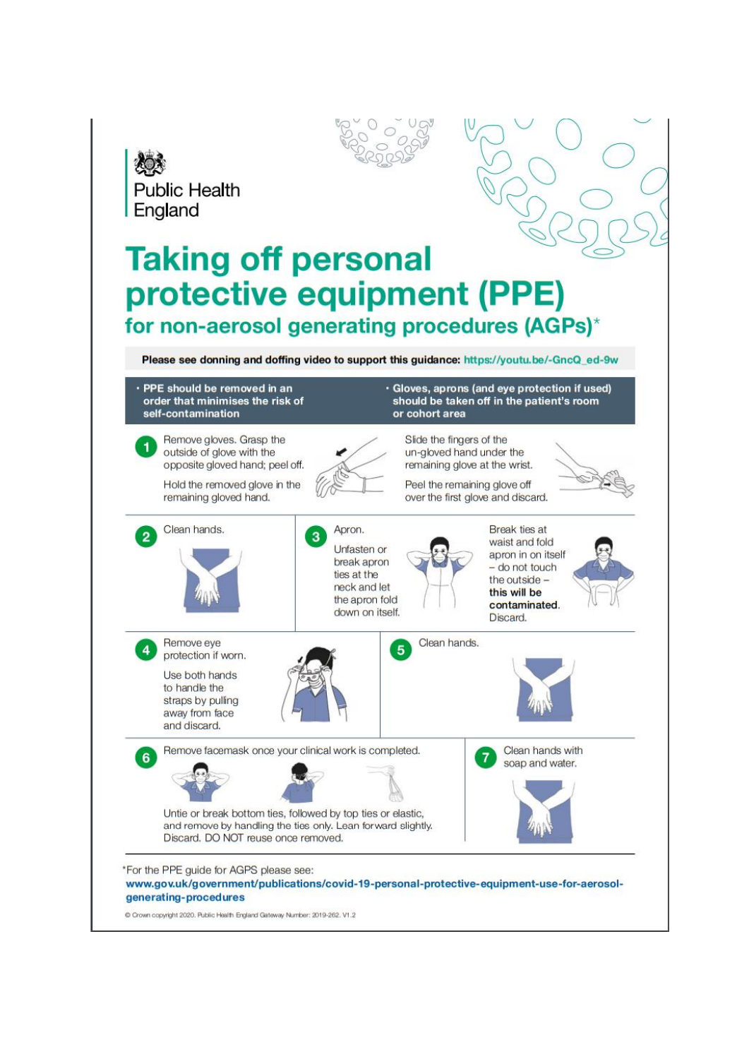Public Health England

# Taking off personal protective equipment (PPE)

## for non-aerosol generating procedures (AGPs)*

**Please see donning and doffing video to support this guidance: https://youtu.be/-GncQ_ed-9w**

- **PPE should be removed in an order that minimises the risk of self-contamination**
- **Gloves, aprons (and eye protection if used) should be taken off in the patient's room or cohort area**

**1** Remove gloves. Grasp the outside of glove with the opposite gloved hand; peel off.

Hold the removed glove in the remaining gloved hand.

Slide the fingers of the un-gloved hand under the remaining glove at the wrist.

Peel the remaining glove off over the first glove and discard.

**2** Clean hands.

**3** Apron.

Unfasten or break apron ties at the neck and let the apron fold down on itself.

Break ties at waist and fold apron in on itself – do not touch the outside – **this will be contaminated**. Discard.

**4** Remove eye protection if worn.

Use both hands to handle the straps by pulling away from face and discard.

**5** Clean hands.

**6** Remove facemask once your clinical work is completed.

Untie or break bottom ties, followed by top ties or elastic, and remove by handling the ties only. Lean forward slightly. Discard. DO NOT reuse once removed.

**7** Clean hands with soap and water.

*For the PPE guide for AGPS please see:
**www.gov.uk/government/publications/covid-19-personal-protective-equipment-use-for-aerosol-generating-procedures**

© Crown copyright 2020. Public Health England Gateway Number: 2019-262. V1.2